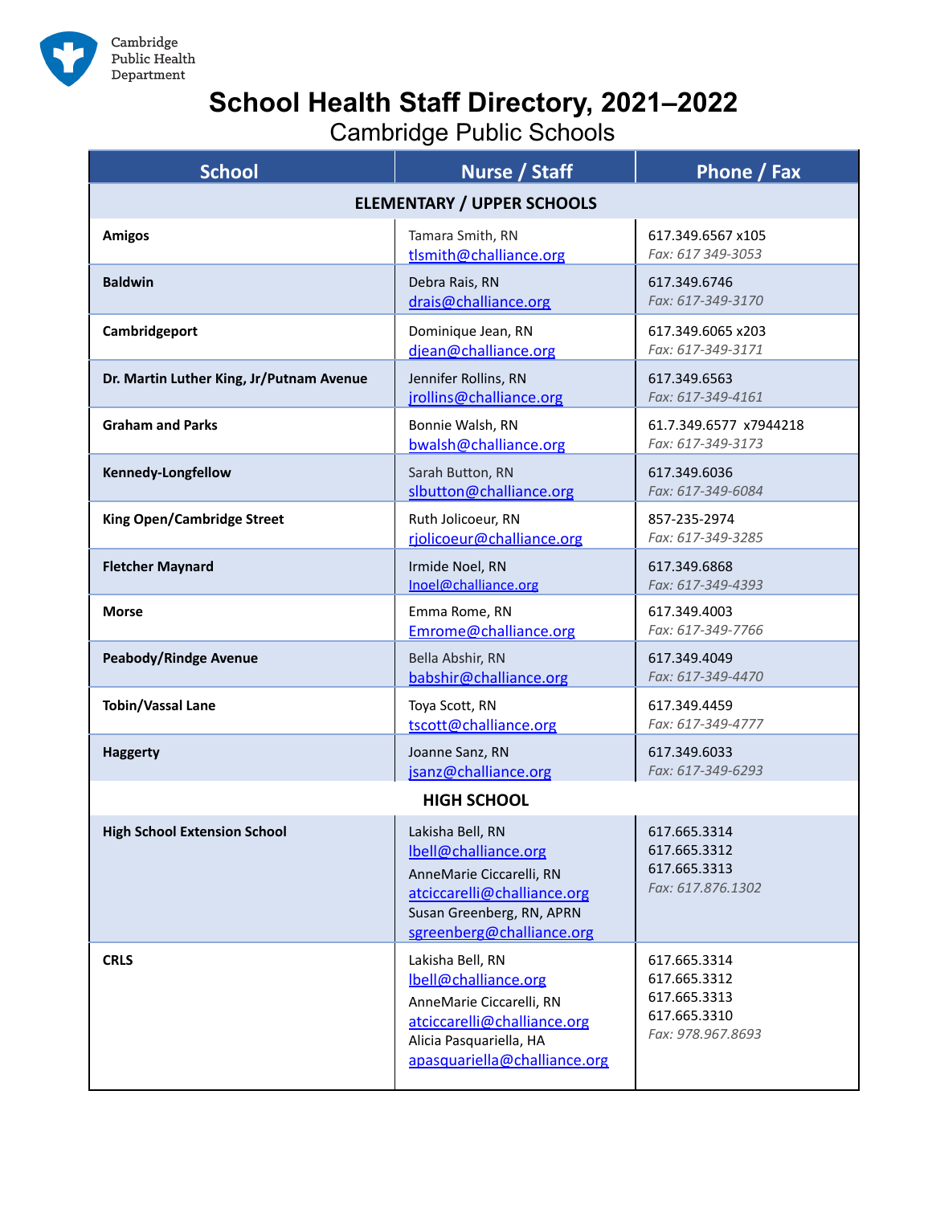Cambridge Public Health Department

# School Health Staff Directory, 2021–2022

## Cambridge Public Schools

| School | Nurse / Staff | Phone / Fax |
|---|---|---|
| **ELEMENTARY / UPPER SCHOOLS** | | |
| **Amigos** | Tamara Smith, RN<br>tlsmith@challiance.org | 617.349.6567 x105<br>*Fax: 617 349-3053* |
| **Baldwin** | Debra Rais, RN<br>drais@challiance.org | 617.349.6746<br>*Fax: 617-349-3170* |
| **Cambridgeport** | Dominique Jean, RN<br>djean@challiance.org | 617.349.6065 x203<br>*Fax: 617-349-3171* |
| **Dr. Martin Luther King, Jr/Putnam Avenue** | Jennifer Rollins, RN<br>jrollins@challiance.org | 617.349.6563<br>*Fax: 617-349-4161* |
| **Graham and Parks** | Bonnie Walsh, RN<br>bwalsh@challiance.org | 61.7.349.6577 x7944218<br>*Fax: 617-349-3173* |
| **Kennedy-Longfellow** | Sarah Button, RN<br>slbutton@challiance.org | 617.349.6036<br>*Fax: 617-349-6084* |
| **King Open/Cambridge Street** | Ruth Jolicoeur, RN<br>rjolicoeur@challiance.org | 857-235-2974<br>*Fax: 617-349-3285* |
| **Fletcher Maynard** | Irmide Noel, RN<br>Inoel@challiance.org | 617.349.6868<br>*Fax: 617-349-4393* |
| **Morse** | Emma Rome, RN<br>Emrome@challiance.org | 617.349.4003<br>*Fax: 617-349-7766* |
| **Peabody/Rindge Avenue** | Bella Abshir, RN<br>babshir@challiance.org | 617.349.4049<br>*Fax: 617-349-4470* |
| **Tobin/Vassal Lane** | Toya Scott, RN<br>tscott@challiance.org | 617.349.4459<br>*Fax: 617-349-4777* |
| **Haggerty** | Joanne Sanz, RN<br>jsanz@challiance.org | 617.349.6033<br>*Fax: 617-349-6293* |
| **HIGH SCHOOL** | | |
| **High School Extension School** | Lakisha Bell, RN<br>lbell@challiance.org<br>AnneMarie Ciccarelli, RN<br>atciccarelli@challiance.org<br>Susan Greenberg, RN, APRN<br>sgreenberg@challiance.org | 617.665.3314<br>617.665.3312<br>617.665.3313<br>*Fax: 617.876.1302* |
| **CRLS** | Lakisha Bell, RN<br>lbell@challiance.org<br>AnneMarie Ciccarelli, RN<br>atciccarelli@challiance.org<br>Alicia Pasquariella, HA<br>apasquariella@challiance.org | 617.665.3314<br>617.665.3312<br>617.665.3313<br>617.665.3310<br>*Fax: 978.967.8693* |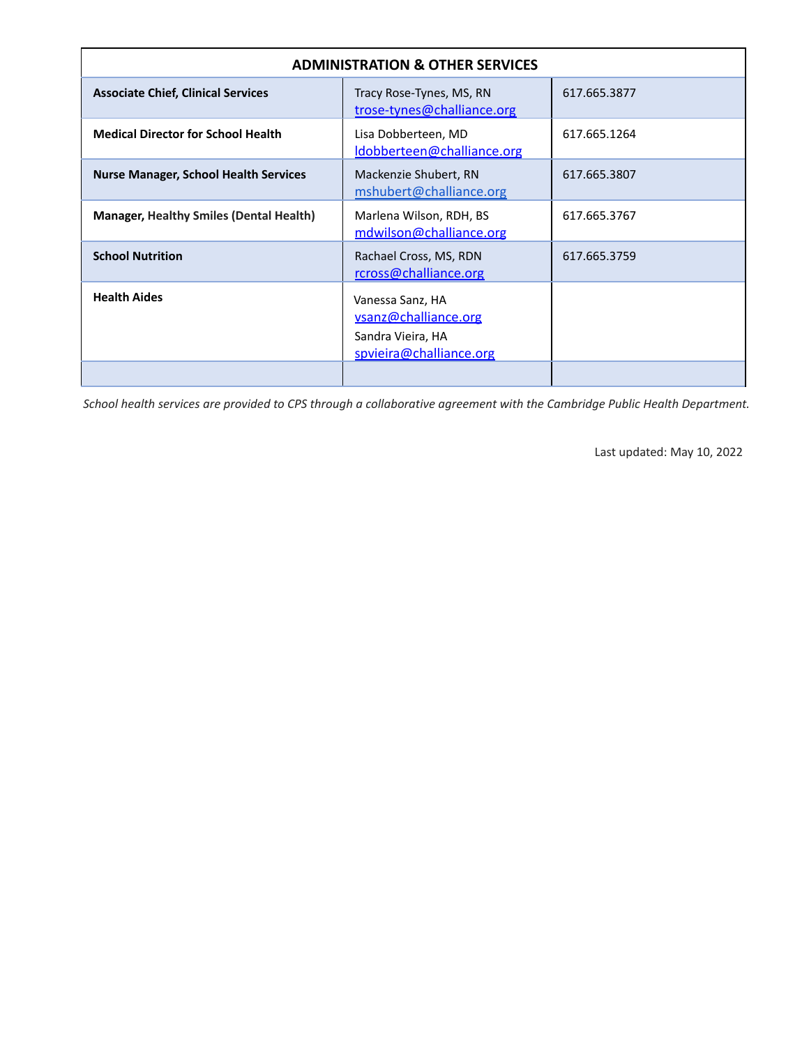| ADMINISTRATION & OTHER SERVICES | | |
|---|---|---|
| **Associate Chief, Clinical Services** | Tracy Rose-Tynes, MS, RN<br>trose-tynes@challiance.org | 617.665.3877 |
| **Medical Director for School Health** | Lisa Dobberteen, MD<br>ldobberteen@challiance.org | 617.665.1264 |
| **Nurse Manager, School Health Services** | Mackenzie Shubert, RN<br>mshubert@challiance.org | 617.665.3807 |
| **Manager, Healthy Smiles (Dental Health)** | Marlena Wilson, RDH, BS<br>mdwilson@challiance.org | 617.665.3767 |
| **School Nutrition** | Rachael Cross, MS, RDN<br>rcross@challiance.org | 617.665.3759 |
| **Health Aides** | Vanessa Sanz, HA<br>vsanz@challiance.org<br>Sandra Vieira, HA<br>spvieira@challiance.org | |
| | | |

*School health services are provided to CPS through a collaborative agreement with the Cambridge Public Health Department.*

Last updated: May 10, 2022